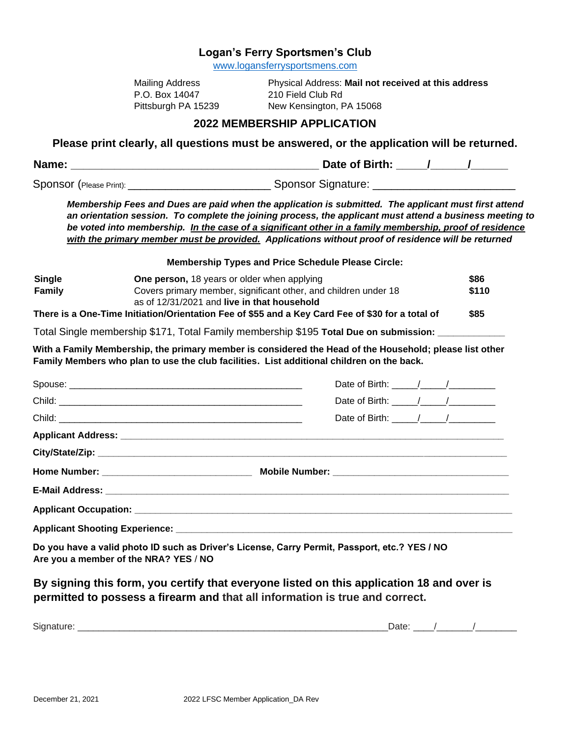# Logan's Ferry Sportsmen's Club

www.logansferrysportsmens.com

Mailing Address
P.O. Box 14047
Pittsburgh PA 15239

Physical Address: **Mail not received at this address**
210 Field Club Rd
New Kensington, PA 15068

## 2022 MEMBERSHIP APPLICATION

**Please print clearly, all questions must be answered, or the application will be returned.**

**Name:** ________________________________________ **Date of Birth:** _____/______/______

Sponsor (Please Print): _______________________ Sponsor Signature: _______________________

***Membership Fees and Dues are paid when the application is submitted. The applicant must first attend an orientation session. To complete the joining process, the applicant must attend a business meeting to be voted into membership. <u>In the case of a significant other in a family membership, proof of residence with the primary member must be provided.</u> Applications without proof of residence will be returned***

**Membership Types and Price Schedule Please Circle:**

| | | |
|---|---|---|
| **Single** | **One person,** 18 years or older when applying | **$86** |
| **Family** | Covers primary member, significant other, and children under 18 as of 12/31/2021 and **live in that household** | **$110** |
| **There is a One-Time Initiation/Orientation Fee of $55 and a Key Card Fee of $30 for a total of** | | **$85** |

Total Single membership $171, Total Family membership $195 **Total Due on submission:** ____________

**With a Family Membership, the primary member is considered the Head of the Household; please list other Family Members who plan to use the club facilities. List additional children on the back.**

Spouse: _____________________________________________ Date of Birth: _____/_____/_________

Child: ______________________________________________ Date of Birth: _____/_____/_________

Child: ______________________________________________ Date of Birth: _____/_____/_________

**Applicant Address:** ________________________________________________________________

**City/State/Zip:** ___________________________________________________________________

**Home Number:** ____________________________ **Mobile Number:** ___________________________

**E-Mail Address:** __________________________________________________________________

**Applicant Occupation:** ______________________________________________________________

**Applicant Shooting Experience:** _______________________________________________________

**Do you have a valid photo ID such as Driver's License, Carry Permit, Passport, etc.? YES / NO**
**Are you a member of the NRA? YES / NO**

**By signing this form, you certify that everyone listed on this application 18 and over is permitted to possess a firearm and that all information is true and correct.**

Signature: ___________________________________________________________Date: ____/_______/________

December 21, 2021 2022 LFSC Member Application_DA Rev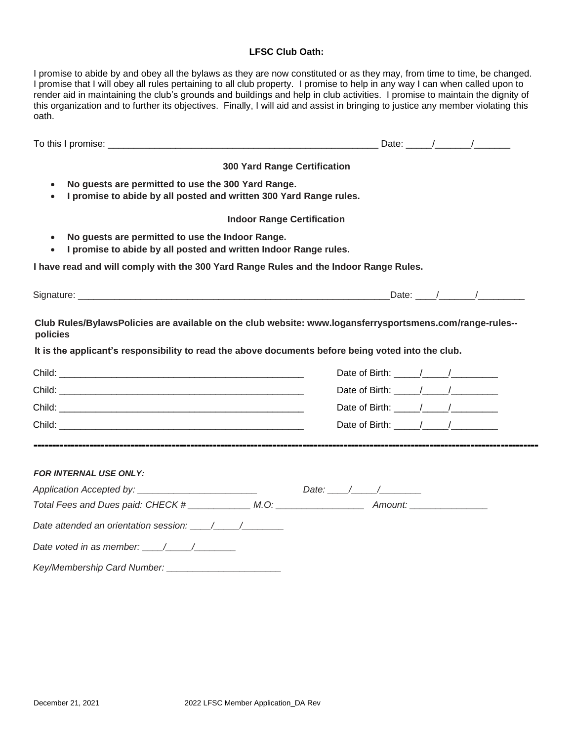**LFSC Club Oath:**

I promise to abide by and obey all the bylaws as they are now constituted or as they may, from time to time, be changed. I promise that I will obey all rules pertaining to all club property. I promise to help in any way I can when called upon to render aid in maintaining the club's grounds and buildings and help in club activities. I promise to maintain the dignity of this organization and to further its objectives. Finally, I will aid and assist in bringing to justice any member violating this oath.

To this I promise: ______________________________________________________ Date: _____/_______/_______

**300 Yard Range Certification**

- **No guests are permitted to use the 300 Yard Range.**
- **I promise to abide by all posted and written 300 Yard Range rules.**

**Indoor Range Certification**

- **No guests are permitted to use the Indoor Range.**
- **I promise to abide by all posted and written Indoor Range rules.**

**I have read and will comply with the 300 Yard Range Rules and the Indoor Range Rules.**

Signature: ______________________________________________________________Date: ____/_______/_________

**Club Rules/BylawsPolicies are available on the club website: www.logansferrysportsmens.com/range-rules--policies**

**It is the applicant's responsibility to read the above documents before being voted into the club.**

Child: ________________________________________________ Date of Birth: _____/_____/_________

Child: ________________________________________________ Date of Birth: _____/_____/_________

Child: ________________________________________________ Date of Birth: _____/_____/_________

Child: ________________________________________________ Date of Birth: _____/_____/_________

---

***FOR INTERNAL USE ONLY:***

*Application Accepted by: ________________________ Date: ____/_____/________*

*Total Fees and Dues paid: CHECK # ____________ M.O: _________________ Amount: _______________*

*Date attended an orientation session: ____/_____/________*

*Date voted in as member: ____/_____/________*

*Key/Membership Card Number: ______________________*

December 21, 2021 2022 LFSC Member Application_DA Rev